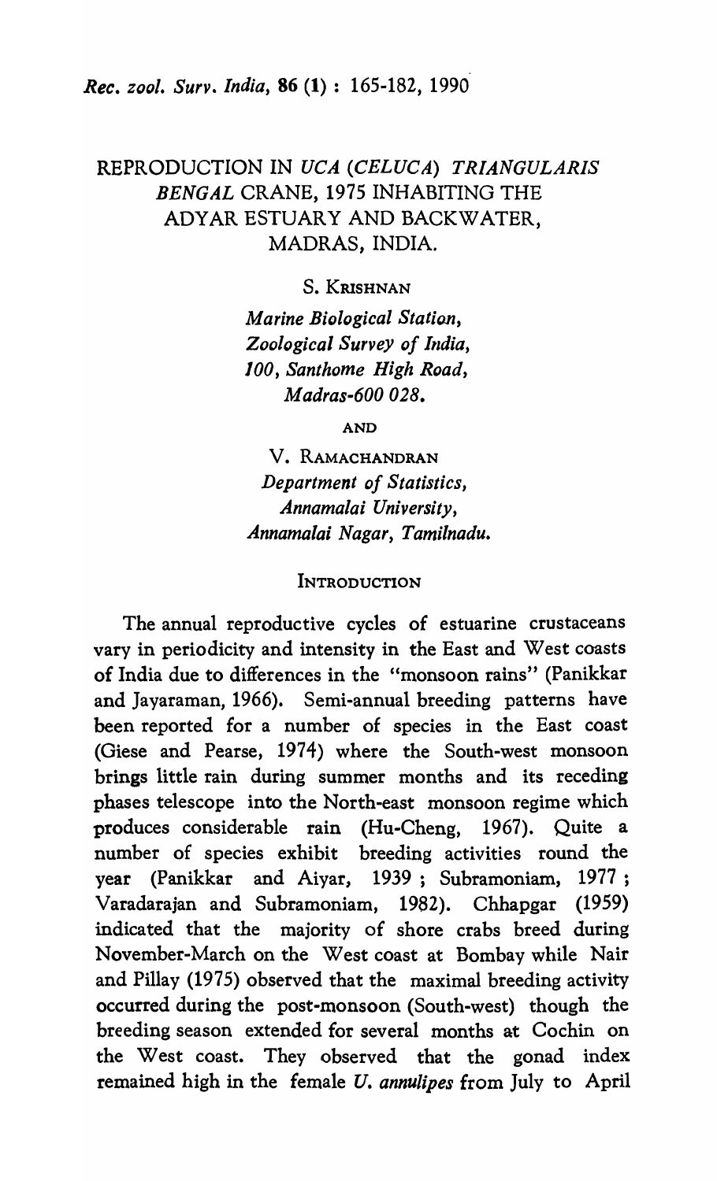# REPRODUCTION IN *UCA (CELUCA) TRIANGULARIS BENGAL* CRANE, 1975 INHABITING THE ADYAR ESTUARY AND BACKWATER, MADRAS, INDIA.

S. KRISHNAN

*Marine Biological Station,*
*Zoological Survey of India,*
*100, Santhome High Road,*
*Madras-600 028.*

AND

V. RAMACHANDRAN
*Department of Statistics,*
*Annamalai University,*
*Annamalai Nagar, Tamilnadu.*

## INTRODUCTION

The annual reproductive cycles of estuarine crustaceans vary in periodicity and intensity in the East and West coasts of India due to differences in the "monsoon rains" (Panikkar and Jayaraman, 1966). Semi-annual breeding patterns have been reported for a number of species in the East coast (Giese and Pearse, 1974) where the South-west monsoon brings little rain during summer months and its receding phases telescope into the North-east monsoon regime which produces considerable rain (Hu-Cheng, 1967). Quite a number of species exhibit breeding activities round the year (Panikkar and Aiyar, 1939 ; Subramoniam, 1977 ; Varadarajan and Subramoniam, 1982). Chhapgar (1959) indicated that the majority of shore crabs breed during November-March on the West coast at Bombay while Nair and Pillay (1975) observed that the maximal breeding activity occurred during the post-monsoon (South-west) though the breeding season extended for several months at Cochin on the West coast. They observed that the gonad index remained high in the female *U. annulipes* from July to April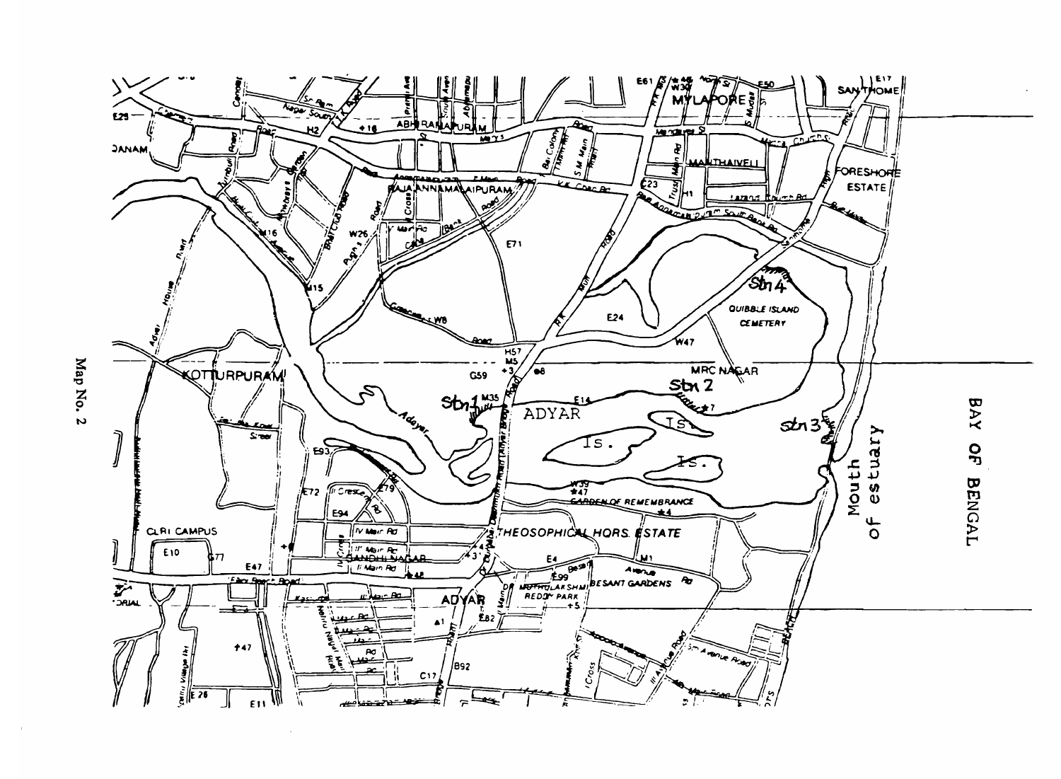Map No. 2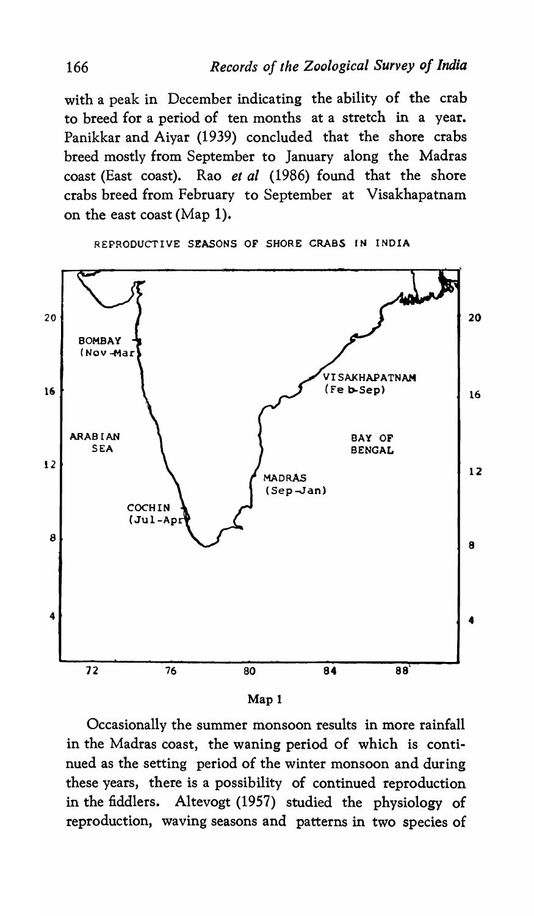with a peak in December indicating the ability of the crab to breed for a period of ten months at a stretch in a year. Panikkar and Aiyar (1939) concluded that the shore crabs breed mostly from September to January along the Madras coast (East coast). Rao *et al* (1986) found that the shore crabs breed from February to September at Visakhapatnam on the east coast (Map 1).

REPRODUCTIVE SEASONS OF SHORE CRABS IN INDIA

BOMBAY (Nov-Mar)

VISAKHAPATNAM (Feb-Sep)

ARABIAN SEA

BAY OF BENGAL

MADRAS (Sep-Jan)

COCHIN (Jul-Apr)

Map 1

Occasionally the summer monsoon results in more rainfall in the Madras coast, the waning period of which is continued as the setting period of the winter monsoon and during these years, there is a possibility of continued reproduction in the fiddlers. Altevogt (1957) studied the physiology of reproduction, waving seasons and patterns in two species of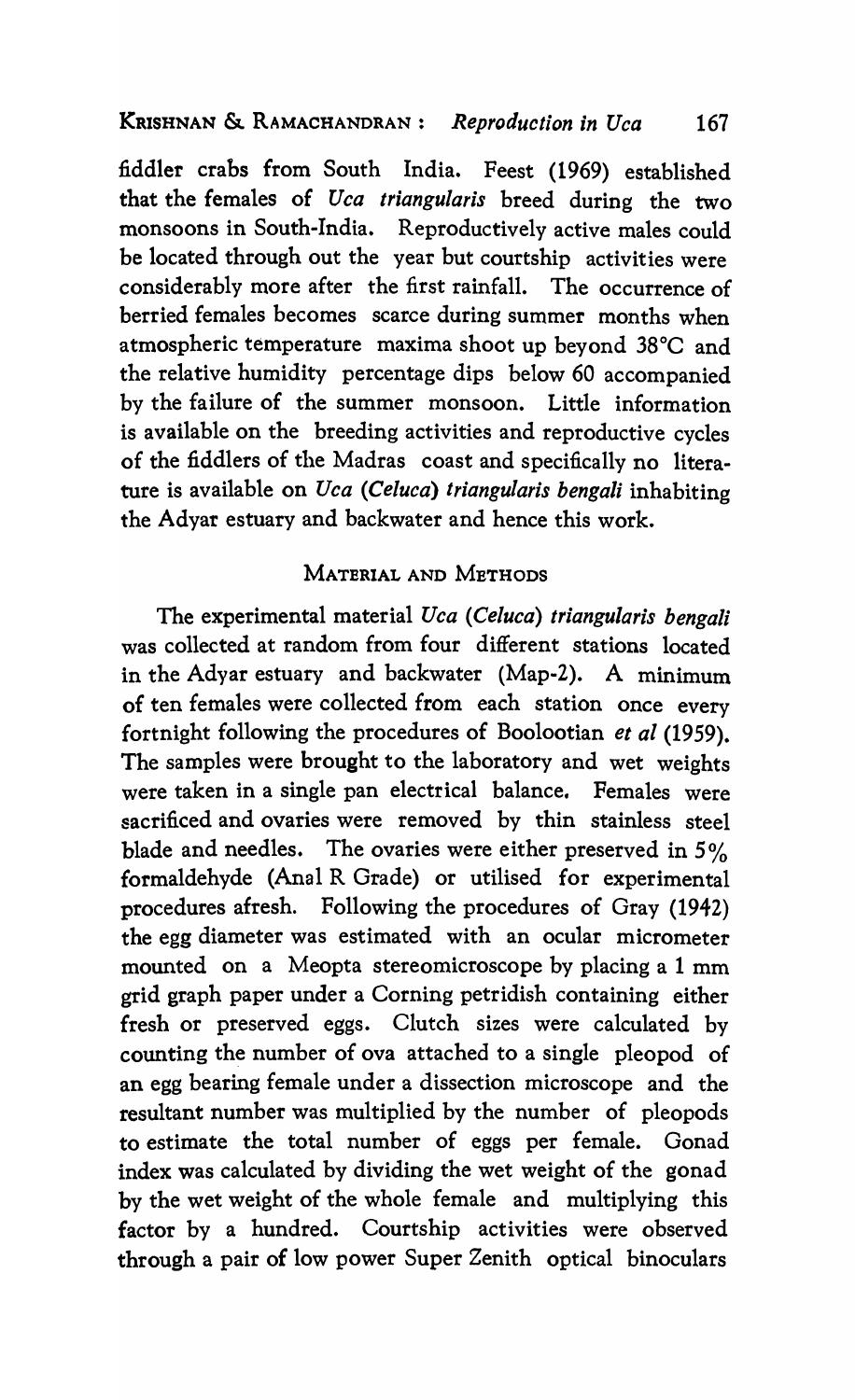fiddler crabs from South India. Feest (1969) established that the females of *Uca triangularis* breed during the two monsoons in South-India. Reproductively active males could be located through out the year but courtship activities were considerably more after the first rainfall. The occurrence of berried females becomes scarce during summer months when atmospheric temperature maxima shoot up beyond 38°C and the relative humidity percentage dips below 60 accompanied by the failure of the summer monsoon. Little information is available on the breeding activities and reproductive cycles of the fiddlers of the Madras coast and specifically no literature is available on *Uca (Celuca) triangularis bengali* inhabiting the Adyar estuary and backwater and hence this work.

## MATERIAL AND METHODS

The experimental material *Uca (Celuca) triangularis bengali* was collected at random from four different stations located in the Adyar estuary and backwater (Map-2). A minimum of ten females were collected from each station once every fortnight following the procedures of Boolootian *et al* (1959). The samples were brought to the laboratory and wet weights were taken in a single pan electrical balance. Females were sacrificed and ovaries were removed by thin stainless steel blade and needles. The ovaries were either preserved in 5% formaldehyde (Anal R Grade) or utilised for experimental procedures afresh. Following the procedures of Gray (1942) the egg diameter was estimated with an ocular micrometer mounted on a Meopta stereomicroscope by placing a 1 mm grid graph paper under a Corning petridish containing either fresh or preserved eggs. Clutch sizes were calculated by counting the number of ova attached to a single pleopod of an egg bearing female under a dissection microscope and the resultant number was multiplied by the number of pleopods to estimate the total number of eggs per female. Gonad index was calculated by dividing the wet weight of the gonad by the wet weight of the whole female and multiplying this factor by a hundred. Courtship activities were observed through a pair of low power Super Zenith optical binoculars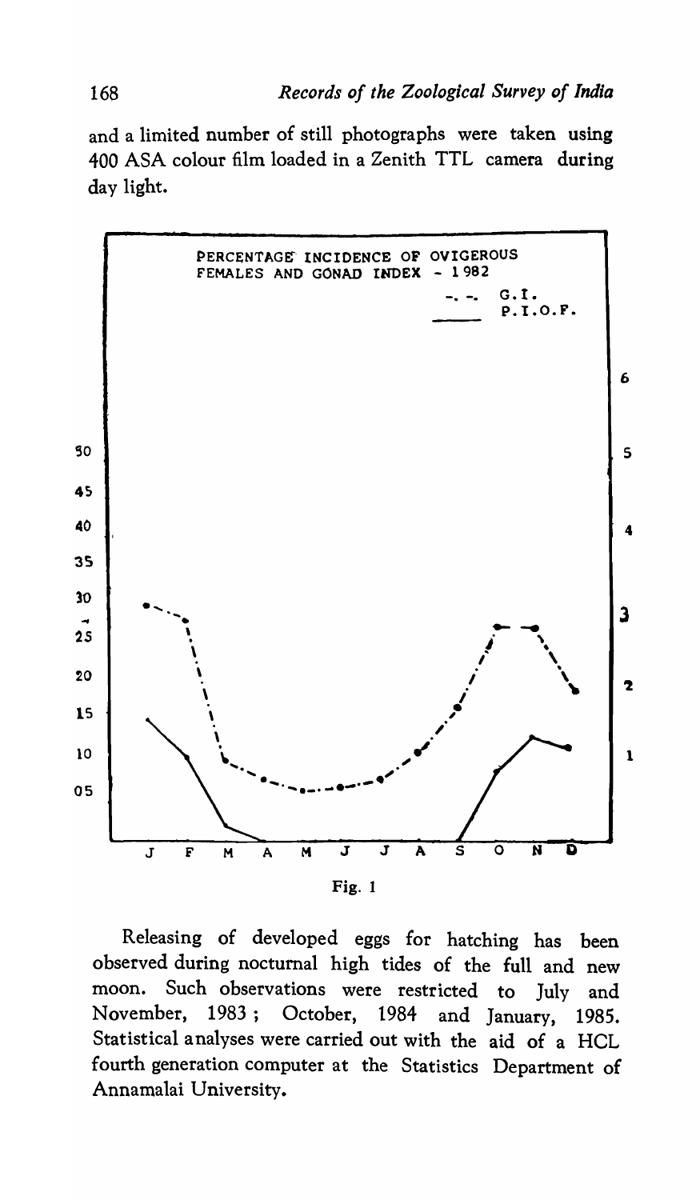and a limited number of still photographs were taken using 400 ASA colour film loaded in a Zenith TTL camera during day light.

Fig. 1

Releasing of developed eggs for hatching has been observed during nocturnal high tides of the full and new moon. Such observations were restricted to July and November, 1983; October, 1984 and January, 1985. Statistical analyses were carried out with the aid of a HCL fourth generation computer at the Statistics Department of Annamalai University.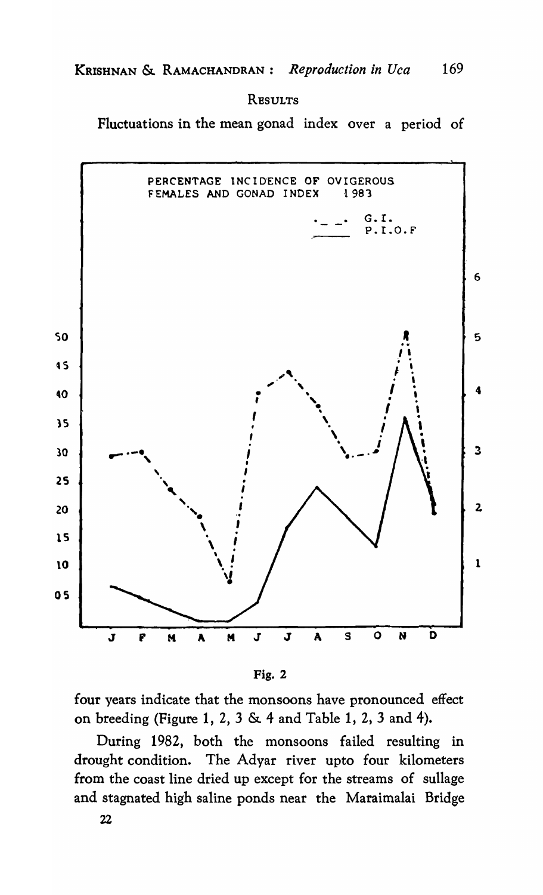## RESULTS

Fluctuations in the mean gonad index over a period of

Fig. 2

four years indicate that the monsoons have pronounced effect on breeding (Figure 1, 2, 3 & 4 and Table 1, 2, 3 and 4).

During 1982, both the monsoons failed resulting in drought condition. The Adyar river upto four kilometers from the coast line dried up except for the streams of sullage and stagnated high saline ponds near the Maraimalai Bridge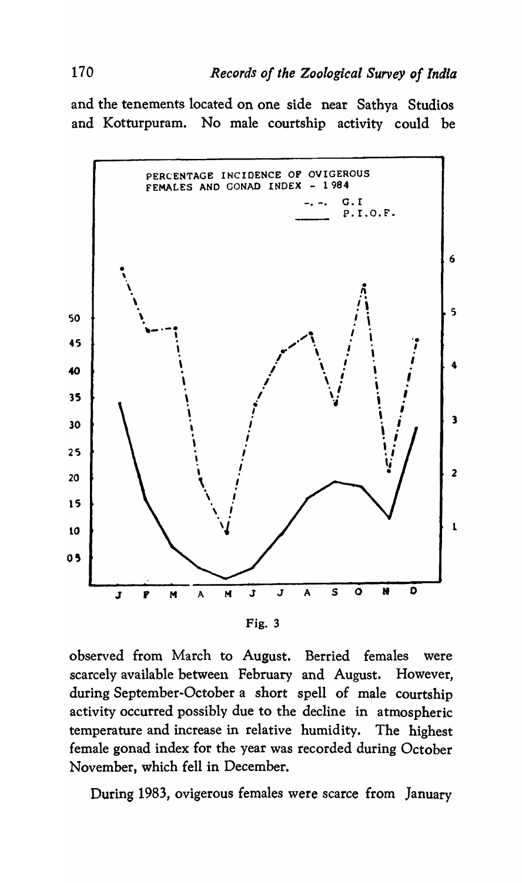and the tenements located on one side near Sathya Studios and Kotturpuram. No male courtship activity could be

Fig. 3

observed from March to August. Berried females were scarcely available between February and August. However, during September-October a short spell of male courtship activity occurred possibly due to the decline in atmospheric temperature and increase in relative humidity. The highest female gonad index for the year was recorded during October November, which fell in December.

During 1983, ovigerous females were scarce from January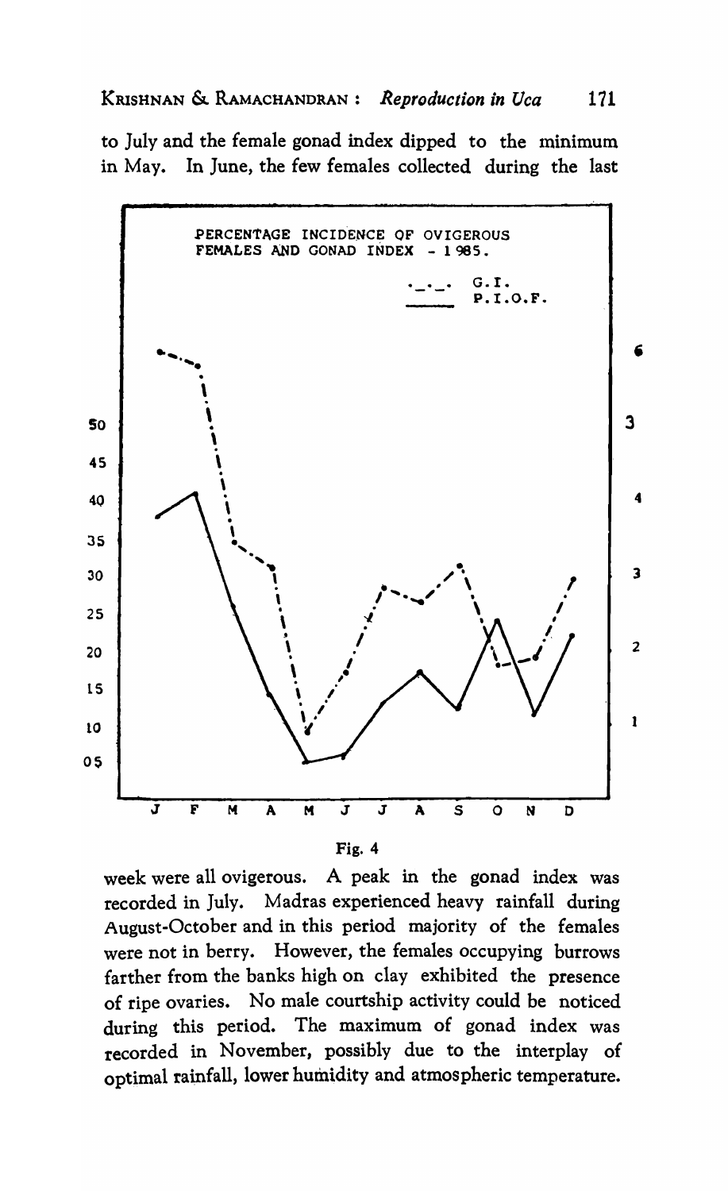to July and the female gonad index dipped to the minimum in May. In June, the few females collected during the last

Fig. 4

week were all ovigerous. A peak in the gonad index was recorded in July. Madras experienced heavy rainfall during August-October and in this period majority of the females were not in berry. However, the females occupying burrows farther from the banks high on clay exhibited the presence of ripe ovaries. No male courtship activity could be noticed during this period. The maximum of gonad index was recorded in November, possibly due to the interplay of optimal rainfall, lower humidity and atmospheric temperature.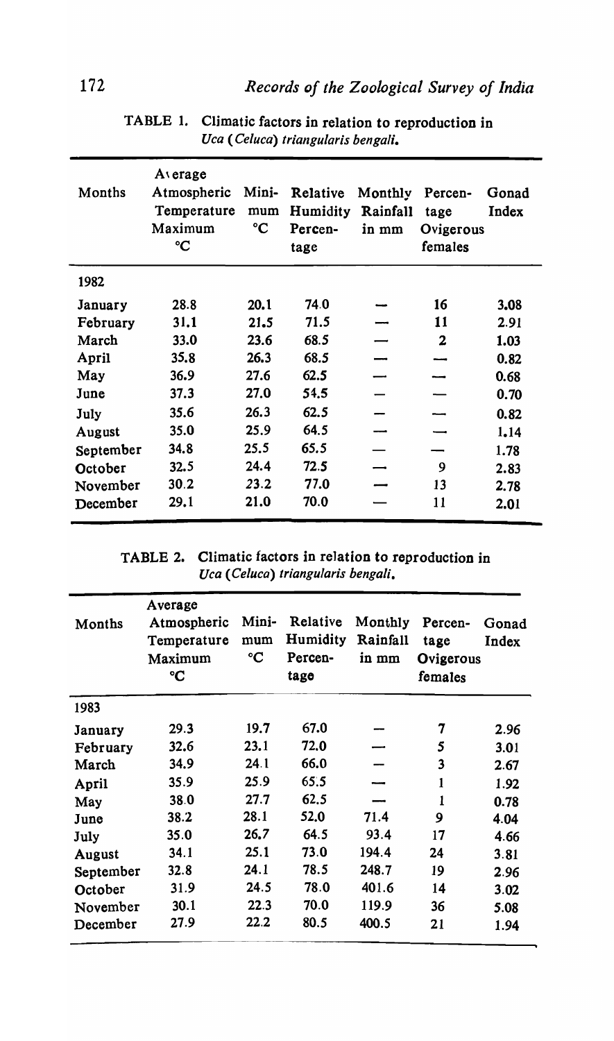TABLE 1. Climatic factors in relation to reproduction in *Uca* (*Celuca*) *triangularis bengali*.

| Months | Average Atmospheric Temperature Maximum °C | Minimum °C | Relative Humidity Percentage | Monthly Rainfall in mm | Percentage Ovigerous females | Gonad Index |
|---|---|---|---|---|---|---|
| 1982 | | | | | | |
| January | 28.8 | 20.1 | 74.0 | — | 16 | 3.08 |
| February | 31.1 | 21.5 | 71.5 | — | 11 | 2.91 |
| March | 33.0 | 23.6 | 68.5 | — | 2 | 1.03 |
| April | 35.8 | 26.3 | 68.5 | — | — | 0.82 |
| May | 36.9 | 27.6 | 62.5 | — | — | 0.68 |
| June | 37.3 | 27.0 | 54.5 | — | — | 0.70 |
| July | 35.6 | 26.3 | 62.5 | — | — | 0.82 |
| August | 35.0 | 25.9 | 64.5 | — | — | 1.14 |
| September | 34.8 | 25.5 | 65.5 | — | — | 1.78 |
| October | 32.5 | 24.4 | 72.5 | — | 9 | 2.83 |
| November | 30.2 | 23.2 | 77.0 | — | 13 | 2.78 |
| December | 29.1 | 21.0 | 70.0 | — | 11 | 2.01 |

TABLE 2. Climatic factors in relation to reproduction in *Uca* (*Celuca*) *triangularis bengali*.

| Months | Average Atmospheric Temperature Maximum °C | Minimum °C | Relative Humidity Percentage | Monthly Rainfall in mm | Percentage Ovigerous females | Gonad Index |
|---|---|---|---|---|---|---|
| 1983 | | | | | | |
| January | 29.3 | 19.7 | 67.0 | — | 7 | 2.96 |
| February | 32.6 | 23.1 | 72.0 | — | 5 | 3.01 |
| March | 34.9 | 24.1 | 66.0 | — | 3 | 2.67 |
| April | 35.9 | 25.9 | 65.5 | — | 1 | 1.92 |
| May | 38.0 | 27.7 | 62.5 | — | 1 | 0.78 |
| June | 38.2 | 28.1 | 52.0 | 71.4 | 9 | 4.04 |
| July | 35.0 | 26.7 | 64.5 | 93.4 | 17 | 4.66 |
| August | 34.1 | 25.1 | 73.0 | 194.4 | 24 | 3.81 |
| September | 32.8 | 24.1 | 78.5 | 248.7 | 19 | 2.96 |
| October | 31.9 | 24.5 | 78.0 | 401.6 | 14 | 3.02 |
| November | 30.1 | 22.3 | 70.0 | 119.9 | 36 | 5.08 |
| December | 27.9 | 22.2 | 80.5 | 400.5 | 21 | 1.94 |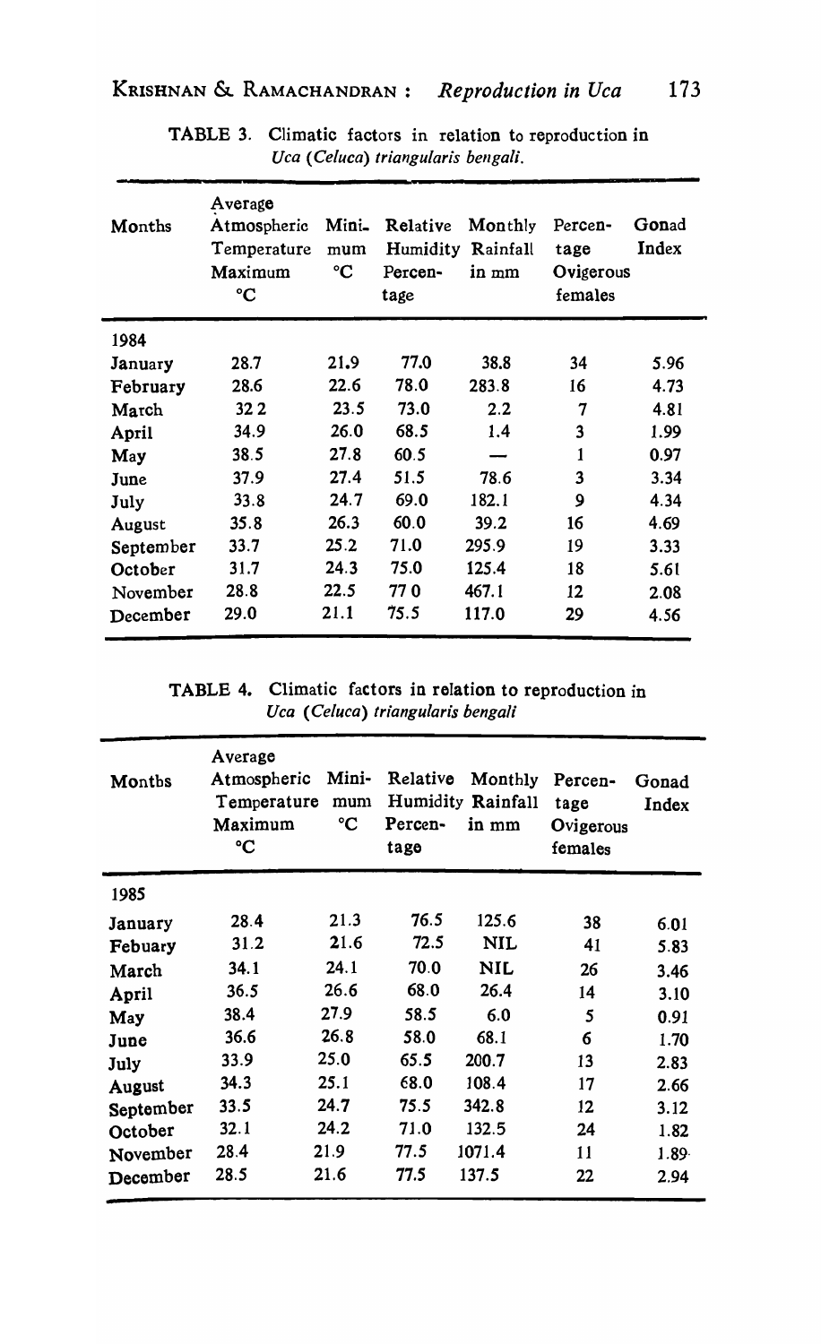TABLE 3. Climatic factors in relation to reproduction in *Uca* (*Celuca*) *triangularis bengali*.

| Months | Average Atmospheric Temperature Maximum °C | Minimum °C | Relative Humidity Percentage | Monthly Rainfall in mm | Percentage Ovigerous females | Gonad Index |
|---|---|---|---|---|---|---|
| 1984 | | | | | | |
| January | 28.7 | 21.9 | 77.0 | 38.8 | 34 | 5.96 |
| February | 28.6 | 22.6 | 78.0 | 283.8 | 16 | 4.73 |
| March | 32 2 | 23.5 | 73.0 | 2.2 | 7 | 4.81 |
| April | 34.9 | 26.0 | 68.5 | 1.4 | 3 | 1.99 |
| May | 38.5 | 27.8 | 60.5 | — | 1 | 0.97 |
| June | 37.9 | 27.4 | 51.5 | 78.6 | 3 | 3.34 |
| July | 33.8 | 24.7 | 69.0 | 182.1 | 9 | 4.34 |
| August | 35.8 | 26.3 | 60.0 | 39.2 | 16 | 4.69 |
| September | 33.7 | 25.2 | 71.0 | 295.9 | 19 | 3.33 |
| October | 31.7 | 24.3 | 75.0 | 125.4 | 18 | 5.61 |
| November | 28.8 | 22.5 | 77 0 | 467.1 | 12 | 2.08 |
| December | 29.0 | 21.1 | 75.5 | 117.0 | 29 | 4.56 |

TABLE 4. Climatic factors in relation to reproduction in *Uca* (*Celuca*) *triangularis bengali*

| Months | Average Atmospheric Temperature Maximum °C | Minimum °C | Relative Humidity Percentage | Monthly Rainfall in mm | Percentage Ovigerous females | Gonad Index |
|---|---|---|---|---|---|---|
| 1985 | | | | | | |
| January | 28.4 | 21.3 | 76.5 | 125.6 | 38 | 6.01 |
| Febuary | 31.2 | 21.6 | 72.5 | NIL | 41 | 5.83 |
| March | 34.1 | 24.1 | 70.0 | NIL | 26 | 3.46 |
| April | 36.5 | 26.6 | 68.0 | 26.4 | 14 | 3.10 |
| May | 38.4 | 27.9 | 58.5 | 6.0 | 5 | 0.91 |
| June | 36.6 | 26.8 | 58.0 | 68.1 | 6 | 1.70 |
| July | 33.9 | 25.0 | 65.5 | 200.7 | 13 | 2.83 |
| August | 34.3 | 25.1 | 68.0 | 108.4 | 17 | 2.66 |
| September | 33.5 | 24.7 | 75.5 | 342.8 | 12 | 3.12 |
| October | 32.1 | 24.2 | 71.0 | 132.5 | 24 | 1.82 |
| November | 28.4 | 21.9 | 77.5 | 1071.4 | 11 | 1.89 |
| December | 28.5 | 21.6 | 77.5 | 137.5 | 22 | 2.94 |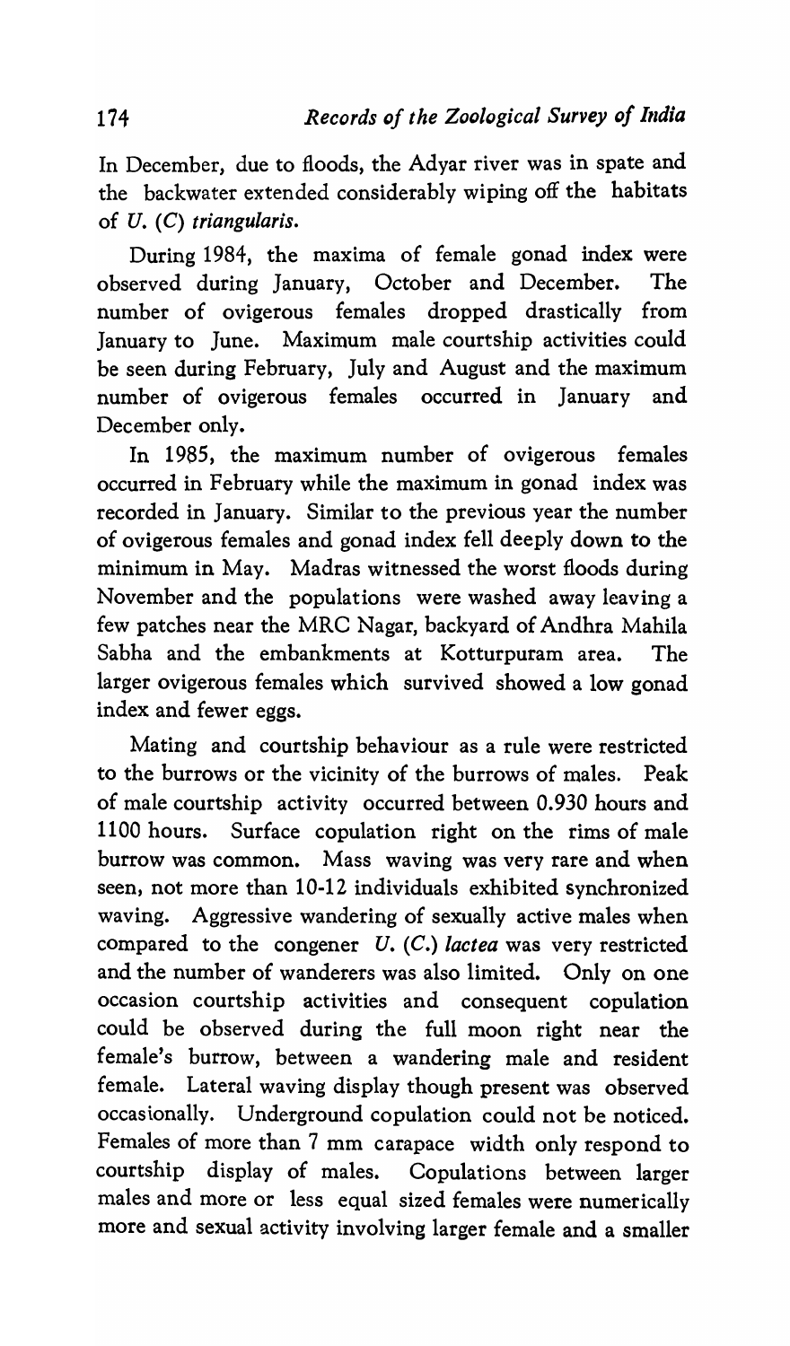In December, due to floods, the Adyar river was in spate and the backwater extended considerably wiping off the habitats of *U.* (*C*) *triangularis*.

During 1984, the maxima of female gonad index were observed during January, October and December. The number of ovigerous females dropped drastically from January to June. Maximum male courtship activities could be seen during February, July and August and the maximum number of ovigerous females occurred in January and December only.

In 1985, the maximum number of ovigerous females occurred in February while the maximum in gonad index was recorded in January. Similar to the previous year the number of ovigerous females and gonad index fell deeply down to the minimum in May. Madras witnessed the worst floods during November and the populations were washed away leaving a few patches near the MRC Nagar, backyard of Andhra Mahila Sabha and the embankments at Kotturpuram area. The larger ovigerous females which survived showed a low gonad index and fewer eggs.

Mating and courtship behaviour as a rule were restricted to the burrows or the vicinity of the burrows of males. Peak of male courtship activity occurred between 0.930 hours and 1100 hours. Surface copulation right on the rims of male burrow was common. Mass waving was very rare and when seen, not more than 10-12 individuals exhibited synchronized waving. Aggressive wandering of sexually active males when compared to the congener *U.* (*C.*) *lactea* was very restricted and the number of wanderers was also limited. Only on one occasion courtship activities and consequent copulation could be observed during the full moon right near the female's burrow, between a wandering male and resident female. Lateral waving display though present was observed occasionally. Underground copulation could not be noticed. Females of more than 7 mm carapace width only respond to courtship display of males. Copulations between larger males and more or less equal sized females were numerically more and sexual activity involving larger female and a smaller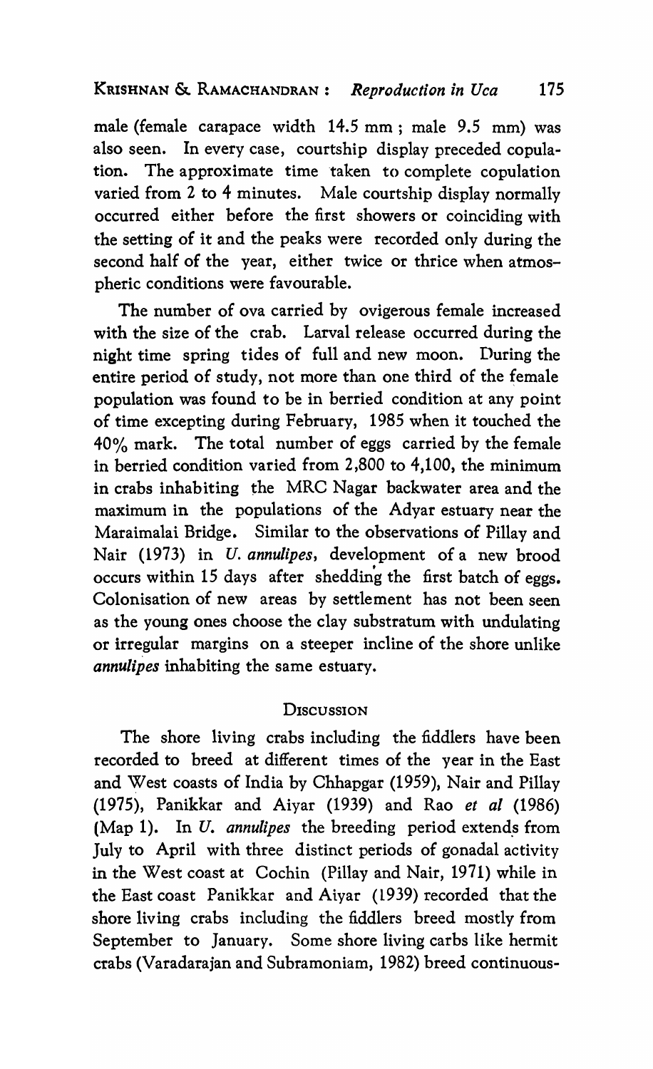male (female carapace width 14.5 mm ; male 9.5 mm) was also seen. In every case, courtship display preceded copulation. The approximate time taken to complete copulation varied from 2 to 4 minutes. Male courtship display normally occurred either before the first showers or coinciding with the setting of it and the peaks were recorded only during the second half of the year, either twice or thrice when atmospheric conditions were favourable.

The number of ova carried by ovigerous female increased with the size of the crab. Larval release occurred during the night time spring tides of full and new moon. During the entire period of study, not more than one third of the female population was found to be in berried condition at any point of time excepting during February, 1985 when it touched the 40% mark. The total number of eggs carried by the female in berried condition varied from 2,800 to 4,100, the minimum in crabs inhabiting the MRC Nagar backwater area and the maximum in the populations of the Adyar estuary near the Maraimalai Bridge. Similar to the observations of Pillay and Nair (1973) in *U. annulipes*, development of a new brood occurs within 15 days after shedding the first batch of eggs. Colonisation of new areas by settlement has not been seen as the young ones choose the clay substratum with undulating or irregular margins on a steeper incline of the shore unlike *annulipes* inhabiting the same estuary.

## Discussion

The shore living crabs including the fiddlers have been recorded to breed at different times of the year in the East and West coasts of India by Chhapgar (1959), Nair and Pillay (1975), Panikkar and Aiyar (1939) and Rao *et al* (1986) (Map 1). In *U. annulipes* the breeding period extends from July to April with three distinct periods of gonadal activity in the West coast at Cochin (Pillay and Nair, 1971) while in the East coast Panikkar and Aiyar (1939) recorded that the shore living crabs including the fiddlers breed mostly from September to January. Some shore living carbs like hermit crabs (Varadarajan and Subramoniam, 1982) breed continuous-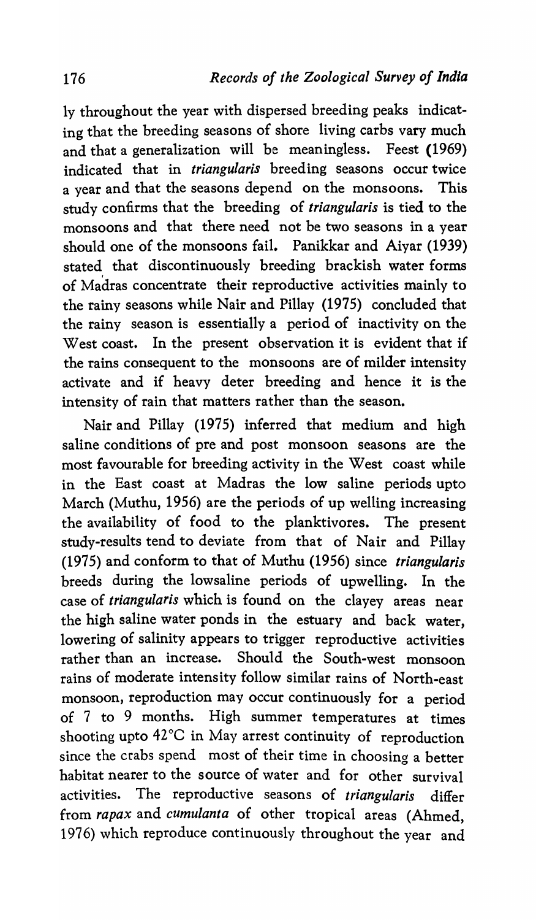ly throughout the year with dispersed breeding peaks indicating that the breeding seasons of shore living carbs vary much and that a generalization will be meaningless. Feest (1969) indicated that in *triangularis* breeding seasons occur twice a year and that the seasons depend on the monsoons. This study confirms that the breeding of *triangularis* is tied to the monsoons and that there need not be two seasons in a year should one of the monsoons fail. Panikkar and Aiyar (1939) stated that discontinuously breeding brackish water forms of Madras concentrate their reproductive activities mainly to the rainy seasons while Nair and Pillay (1975) concluded that the rainy season is essentially a period of inactivity on the West coast. In the present observation it is evident that if the rains consequent to the monsoons are of milder intensity activate and if heavy deter breeding and hence it is the intensity of rain that matters rather than the season.

Nair and Pillay (1975) inferred that medium and high saline conditions of pre and post monsoon seasons are the most favourable for breeding activity in the West coast while in the East coast at Madras the low saline periods upto March (Muthu, 1956) are the periods of up welling increasing the availability of food to the planktivores. The present study-results tend to deviate from that of Nair and Pillay (1975) and conform to that of Muthu (1956) since *triangularis* breeds during the lowsaline periods of upwelling. In the case of *triangularis* which is found on the clayey areas near the high saline water ponds in the estuary and back water, lowering of salinity appears to trigger reproductive activities rather than an increase. Should the South-west monsoon rains of moderate intensity follow similar rains of North-east monsoon, reproduction may occur continuously for a period of 7 to 9 months. High summer temperatures at times shooting upto 42°C in May arrest continuity of reproduction since the crabs spend most of their time in choosing a better habitat nearer to the source of water and for other survival activities. The reproductive seasons of *triangularis* differ from *rapax* and *cumulanta* of other tropical areas (Ahmed, 1976) which reproduce continuously throughout the year and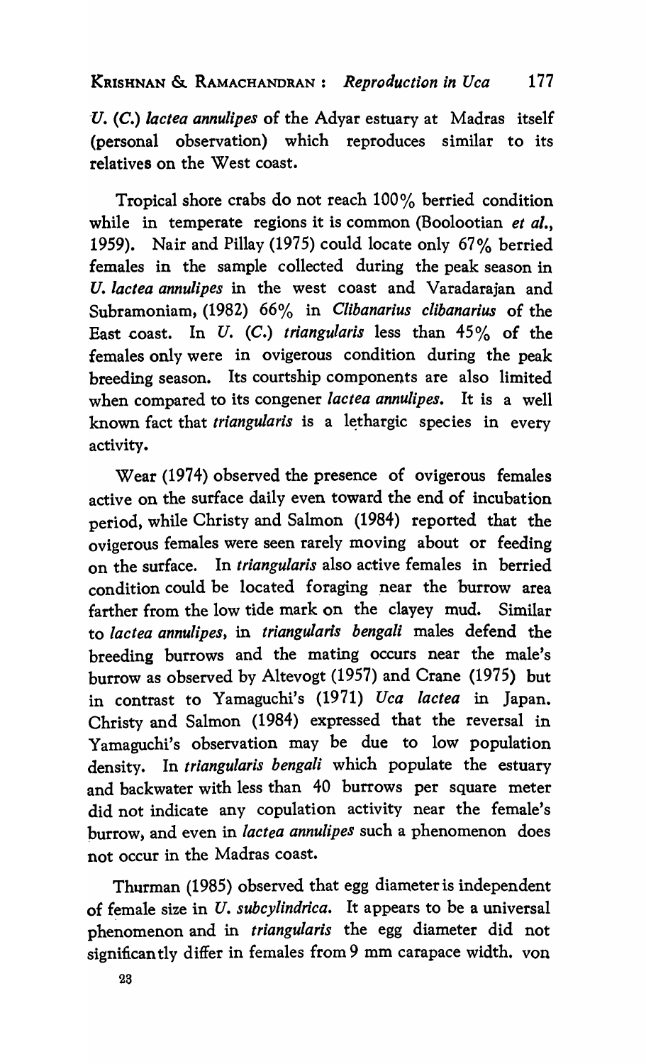*U.* (*C.*) *lactea annulipes* of the Adyar estuary at Madras itself (personal observation) which reproduces similar to its relatives on the West coast.

Tropical shore crabs do not reach 100% berried condition while in temperate regions it is common (Boolootian *et al.*, 1959). Nair and Pillay (1975) could locate only 67% berried females in the sample collected during the peak season in *U. lactea annulipes* in the west coast and Varadarajan and Subramoniam, (1982) 66% in *Clibanarius clibanarius* of the East coast. In *U.* (*C.*) *triangularis* less than 45% of the females only were in ovigerous condition during the peak breeding season. Its courtship components are also limited when compared to its congener *lactea annulipes*. It is a well known fact that *triangularis* is a lethargic species in every activity.

Wear (1974) observed the presence of ovigerous females active on the surface daily even toward the end of incubation period, while Christy and Salmon (1984) reported that the ovigerous females were seen rarely moving about or feeding on the surface. In *triangularis* also active females in berried condition could be located foraging near the burrow area farther from the low tide mark on the clayey mud. Similar to *lactea annulipes*, in *triangularis bengali* males defend the breeding burrows and the mating occurs near the male's burrow as observed by Altevogt (1957) and Crane (1975) but in contrast to Yamaguchi's (1971) *Uca lactea* in Japan. Christy and Salmon (1984) expressed that the reversal in Yamaguchi's observation may be due to low population density. In *triangularis bengali* which populate the estuary and backwater with less than 40 burrows per square meter did not indicate any copulation activity near the female's burrow, and even in *lactea annulipes* such a phenomenon does not occur in the Madras coast.

Thurman (1985) observed that egg diameter is independent of female size in *U. subcylindrica*. It appears to be a universal phenomenon and in *triangularis* the egg diameter did not significantly differ in females from 9 mm carapace width. von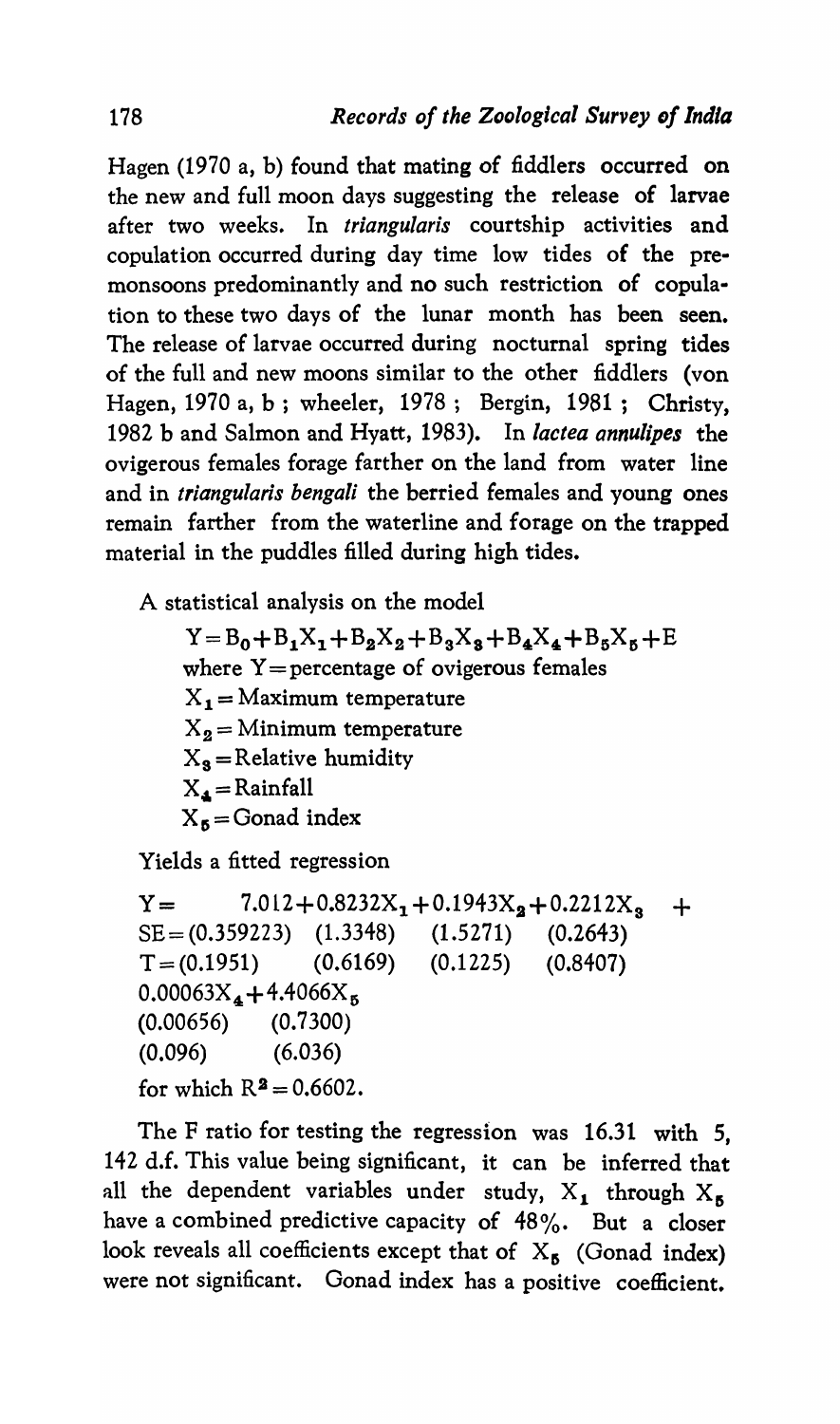Hagen (1970 a, b) found that mating of fiddlers occurred on the new and full moon days suggesting the release of larvae after two weeks. In *triangularis* courtship activities and copulation occurred during day time low tides of the pre-monsoons predominantly and no such restriction of copulation to these two days of the lunar month has been seen. The release of larvae occurred during nocturnal spring tides of the full and new moons similar to the other fiddlers (von Hagen, 1970 a, b ; wheeler, 1978 ; Bergin, 1981 ; Christy, 1982 b and Salmon and Hyatt, 1983). In *lactea annulipes* the ovigerous females forage farther on the land from water line and in *triangularis bengali* the berried females and young ones remain farther from the waterline and forage on the trapped material in the puddles filled during high tides.

A statistical analysis on the model

$$Y = B_0 + B_1X_1 + B_2X_2 + B_3X_3 + B_4X_4 + B_5X_5 + E$$

where $Y$ = percentage of ovigerous females

$X_1$ = Maximum temperature

$X_2$ = Minimum temperature

$X_3$ = Relative humidity

$X_4$ = Rainfall

$X_5$ = Gonad index

Yields a fitted regression

$$Y = 7.012 + 0.8232X_1 + 0.1943X_2 + 0.2212X_3 +$$

SE = (0.359223) (1.3348) (1.5271) (0.2643)

T = (0.1951) (0.6169) (0.1225) (0.8407)

$$0.00063X_4 + 4.4066X_5$$

(0.00656) (0.7300)

(0.096) (6.036)

for which $R^2 = 0.6602$.

The F ratio for testing the regression was 16.31 with 5, 142 d.f. This value being significant, it can be inferred that all the dependent variables under study, $X_1$ through $X_5$ have a combined predictive capacity of 48%. But a closer look reveals all coefficients except that of $X_5$ (Gonad index) were not significant. Gonad index has a positive coefficient.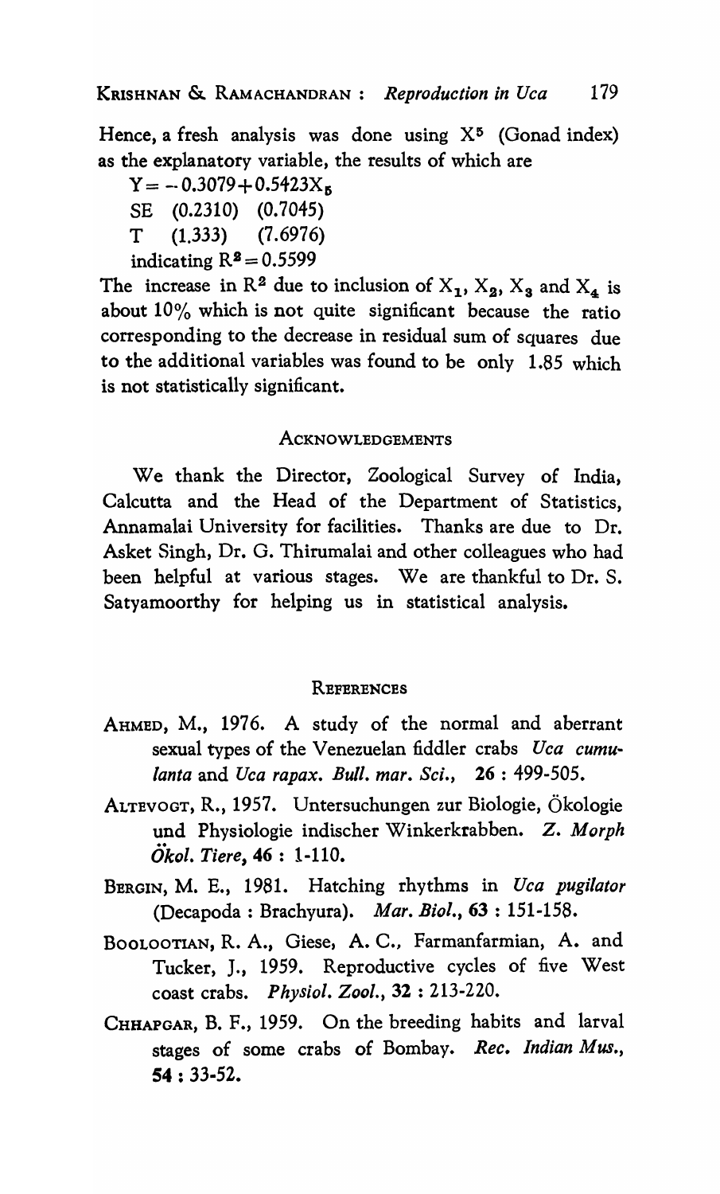Hence, a fresh analysis was done using $X^5$ (Gonad index) as the explanatory variable, the results of which are

$$Y = -0.3079 + 0.5423X_5$$

SE (0.2310) (0.7045)

T (1.333) (7.6976)

indicating $R^2 = 0.5599$

The increase in $R^2$ due to inclusion of $X_1$, $X_2$, $X_3$ and $X_4$ is about 10% which is not quite significant because the ratio corresponding to the decrease in residual sum of squares due to the additional variables was found to be only 1.85 which is not statistically significant.

## Acknowledgements

We thank the Director, Zoological Survey of India, Calcutta and the Head of the Department of Statistics, Annamalai University for facilities. Thanks are due to Dr. Asket Singh, Dr. G. Thirumalai and other colleagues who had been helpful at various stages. We are thankful to Dr. S. Satyamoorthy for helping us in statistical analysis.

## References

AHMED, M., 1976. A study of the normal and aberrant sexual types of the Venezuelan fiddler crabs *Uca cumulanta* and *Uca rapax*. *Bull. mar. Sci.*, **26** : 499-505.

ALTEVOGT, R., 1957. Untersuchungen zur Biologie, Ökologie und Physiologie indischer Winkerkrabben. *Z. Morph Ökol. Tiere*, **46** : 1-110.

BERGIN, M. E., 1981. Hatching rhythms in *Uca pugilator* (Decapoda : Brachyura). *Mar. Biol.*, **63** : 151-158.

BOOLOOTIAN, R. A., Giese, A. C., Farmanfarmian, A. and Tucker, J., 1959. Reproductive cycles of five West coast crabs. *Physiol. Zool.*, **32** : 213-220.

CHHAPGAR, B. F., 1959. On the breeding habits and larval stages of some crabs of Bombay. *Rec. Indian Mus.*, **54** : 33-52.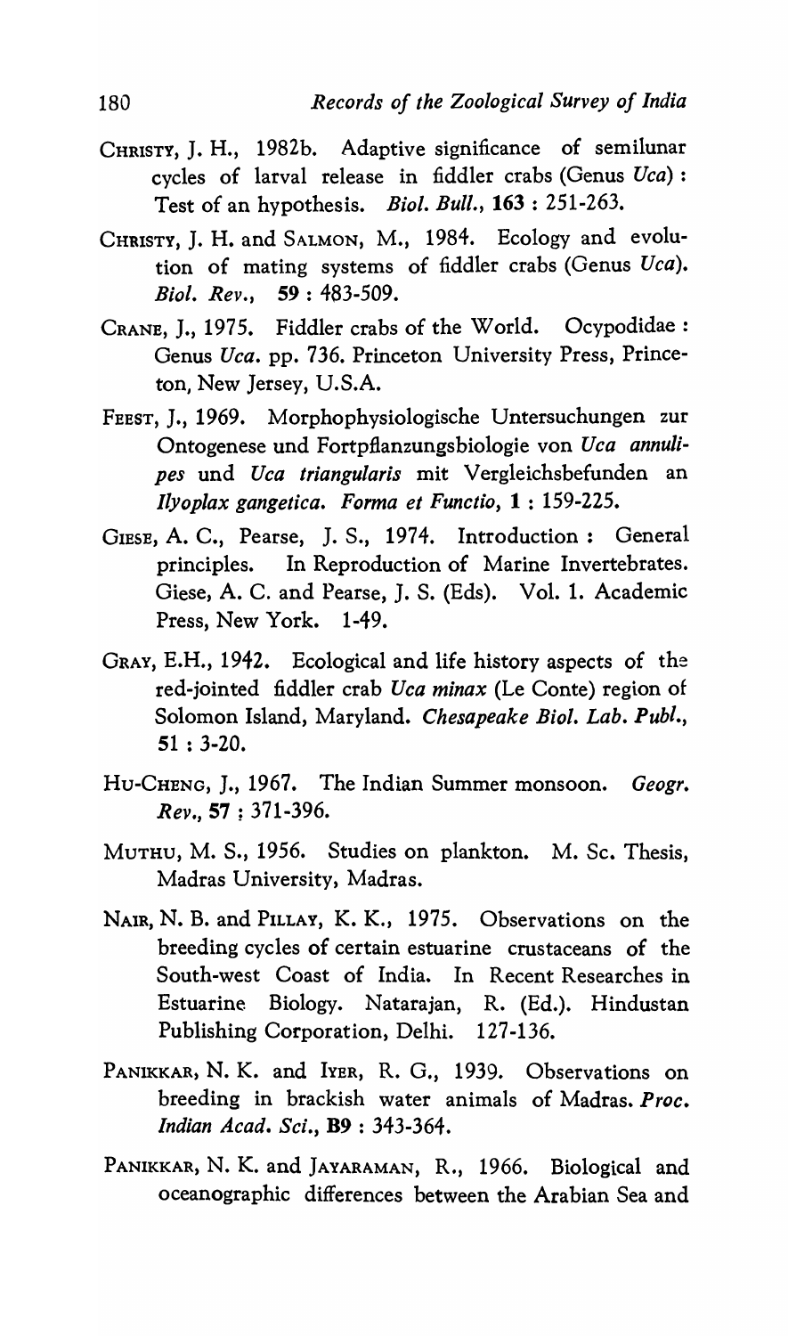CHRISTY, J. H., 1982b. Adaptive significance of semilunar cycles of larval release in fiddler crabs (Genus *Uca*) : Test of an hypothesis. *Biol. Bull.*, **163** : 251-263.

CHRISTY, J. H. and SALMON, M., 1984. Ecology and evolution of mating systems of fiddler crabs (Genus *Uca*). *Biol. Rev.*, **59** : 483-509.

CRANE, J., 1975. Fiddler crabs of the World. Ocypodidae : Genus *Uca*. pp. 736. Princeton University Press, Princeton, New Jersey, U.S.A.

FEEST, J., 1969. Morphophysiologische Untersuchungen zur Ontogenese und Fortpflanzungsbiologie von *Uca annulipes* und *Uca triangularis* mit Vergleichsbefunden an *Ilyoplax gangetica*. *Forma et Functio*, **1** : 159-225.

GIESE, A. C., Pearse, J. S., 1974. Introduction : General principles. In Reproduction of Marine Invertebrates. Giese, A. C. and Pearse, J. S. (Eds). Vol. 1. Academic Press, New York. 1-49.

GRAY, E.H., 1942. Ecological and life history aspects of the red-jointed fiddler crab *Uca minax* (Le Conte) region of Solomon Island, Maryland. *Chesapeake Biol. Lab. Publ.*, **51** : 3-20.

HU-CHENG, J., 1967. The Indian Summer monsoon. *Geogr. Rev.*, **57** : 371-396.

MUTHU, M. S., 1956. Studies on plankton. M. Sc. Thesis, Madras University, Madras.

NAIR, N. B. and PILLAY, K. K., 1975. Observations on the breeding cycles of certain estuarine crustaceans of the South-west Coast of India. In Recent Researches in Estuarine Biology. Natarajan, R. (Ed.). Hindustan Publishing Corporation, Delhi. 127-136.

PANIKKAR, N. K. and IYER, R. G., 1939. Observations on breeding in brackish water animals of Madras. *Proc. Indian Acad. Sci.*, **B9** : 343-364.

PANIKKAR, N. K. and JAYARAMAN, R., 1966. Biological and oceanographic differences between the Arabian Sea and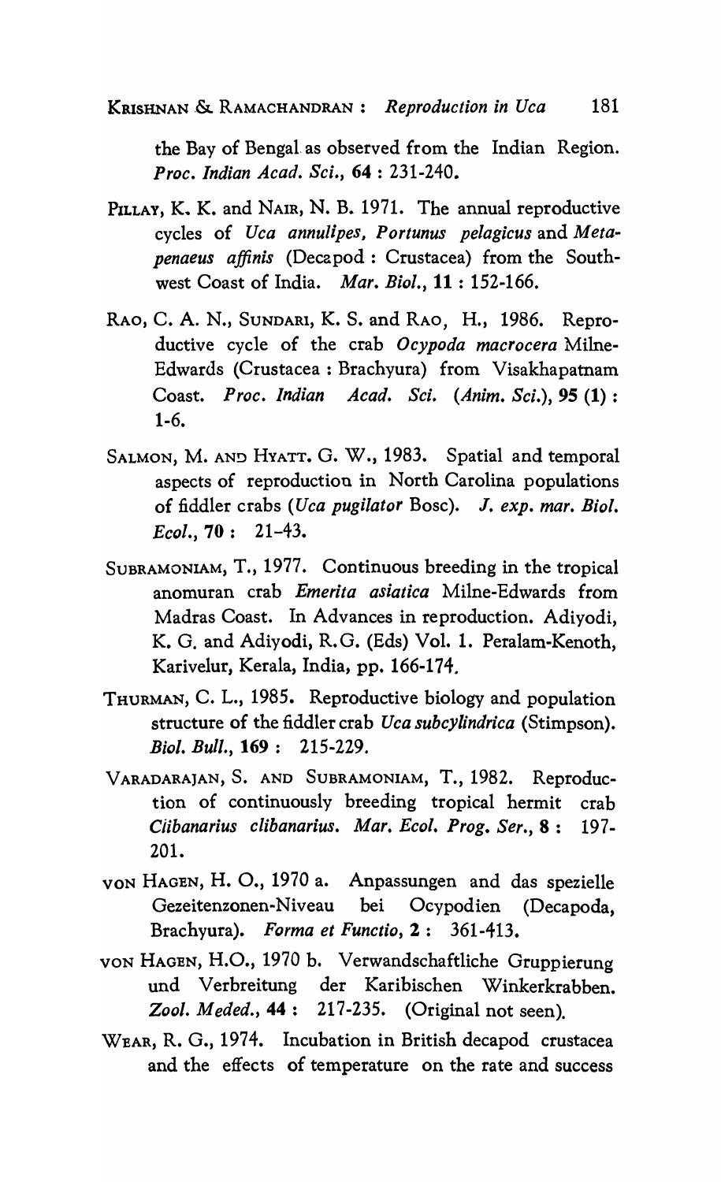the Bay of Bengal as observed from the Indian Region. *Proc. Indian Acad. Sci.*, **64** : 231-240.

PILLAY, K. K. and NAIR, N. B. 1971. The annual reproductive cycles of *Uca annulipes, Portunus pelagicus* and *Metapenaeus affinis* (Decapod : Crustacea) from the Southwest Coast of India. *Mar. Biol.*, **11** : 152-166.

RAO, C. A. N., SUNDARI, K. S. and RAO, H., 1986. Reproductive cycle of the crab *Ocypoda macrocera* Milne-Edwards (Crustacea : Brachyura) from Visakhapatnam Coast. *Proc. Indian Acad. Sci. (Anim. Sci.)*, **95 (1)** : 1-6.

SALMON, M. AND HYATT. G. W., 1983. Spatial and temporal aspects of reproduction in North Carolina populations of fiddler crabs (*Uca pugilator* Bosc). *J. exp. mar. Biol. Ecol.*, **70** : 21-43.

SUBRAMONIAM, T., 1977. Continuous breeding in the tropical anomuran crab *Emerita asiatica* Milne-Edwards from Madras Coast. In Advances in reproduction. Adiyodi, K. G. and Adiyodi, R. G. (Eds) Vol. 1. Peralam-Kenoth, Karivelur, Kerala, India, pp. 166-174.

THURMAN, C. L., 1985. Reproductive biology and population structure of the fiddler crab *Uca subcylindrica* (Stimpson). *Biol. Bull.*, **169** : 215-229.

VARADARAJAN, S. AND SUBRAMONIAM, T., 1982. Reproduction of continuously breeding tropical hermit crab *Clibanarius clibanarius*. *Mar. Ecol. Prog. Ser.*, **8** : 197-201.

VON HAGEN, H. O., 1970 a. Anpassungen and das spezielle Gezeitenzonen-Niveau bei Ocypodien (Decapoda, Brachyura). *Forma et Functio*, **2** : 361-413.

VON HAGEN, H.O., 1970 b. Verwandschaftliche Gruppierung und Verbreitung der Karibischen Winkerkrabben. *Zool. Meded.*, **44** : 217-235. (Original not seen).

WEAR, R. G., 1974. Incubation in British decapod crustacea and the effects of temperature on the rate and success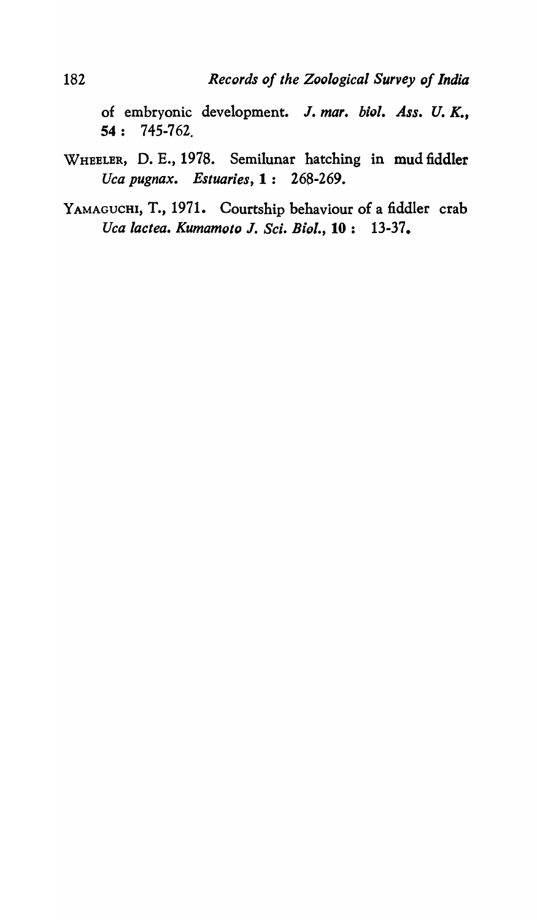of embryonic development. *J. mar. biol. Ass. U. K.*, **54** : 745-762.

WHEELER, D. E., 1978. Semilunar hatching in mud fiddler *Uca pugnax*. *Estuaries*, **1** : 268-269.

YAMAGUCHI, T., 1971. Courtship behaviour of a fiddler crab *Uca lactea*. *Kumamoto J. Sci. Biol.*, **10** : 13-37.